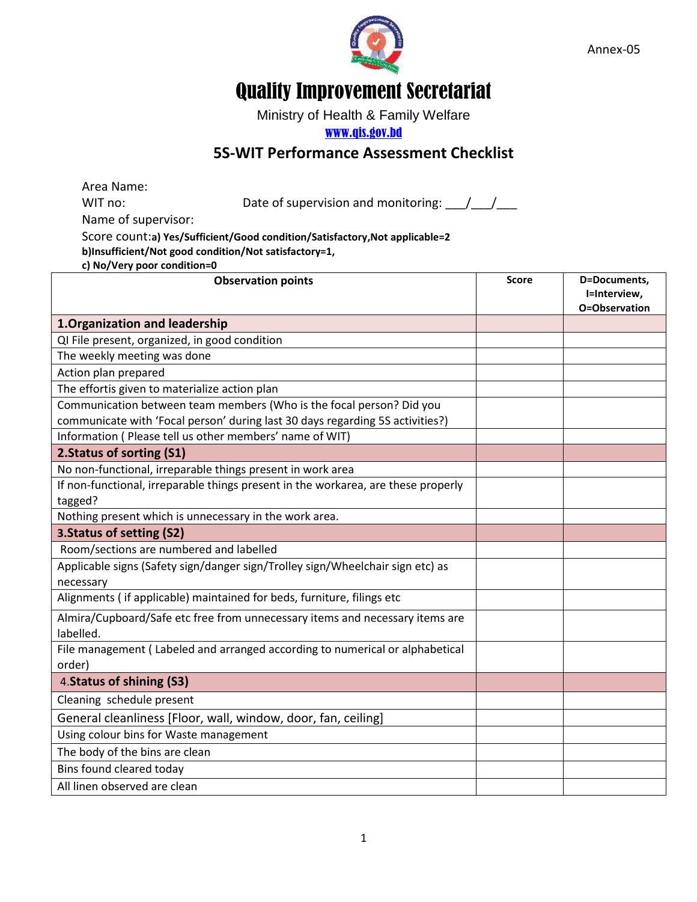Annex-05

# Quality Improvement Secretariat

Ministry of Health & Family Welfare

www.qis.gov.bd

## 5S-WIT Performance Assessment Checklist

Area Name:

WIT no: Date of supervision and monitoring: ___/___/___

Name of supervisor:

Score count:**a) Yes/Sufficient/Good condition/Satisfactory,Not applicable=2**

**b)Insufficient/Not good condition/Not satisfactory=1,**

**c) No/Very poor condition=0**

| Observation points | Score | D=Documents, I=Interview, O=Observation |
|---|---|---|
| **1.Organization and leadership** | | |
| QI File present, organized, in good condition | | |
| The weekly meeting was done | | |
| Action plan prepared | | |
| The effortis given to materialize action plan | | |
| Communication between team members (Who is the focal person? Did you communicate with 'Focal person' during last 30 days regarding 5S activities?) | | |
| Information ( Please tell us other members' name of WIT) | | |
| **2.Status of sorting (S1)** | | |
| No non-functional, irreparable things present in work area | | |
| If non-functional, irreparable things present in the workarea, are these properly tagged? | | |
| Nothing present which is unnecessary in the work area. | | |
| **3.Status of setting (S2)** | | |
| Room/sections are numbered and labelled | | |
| Applicable signs (Safety sign/danger sign/Trolley sign/Wheelchair sign etc) as necessary | | |
| Alignments ( if applicable) maintained for beds, furniture, filings etc | | |
| Almira/Cupboard/Safe etc free from unnecessary items and necessary items are labelled. | | |
| File management ( Labeled and arranged according to numerical or alphabetical order) | | |
| 4.**Status of shining (S3)** | | |
| Cleaning schedule present | | |
| General cleanliness [Floor, wall, window, door, fan, ceiling] | | |
| Using colour bins for Waste management | | |
| The body of the bins are clean | | |
| Bins found cleared today | | |
| All linen observed are clean | | |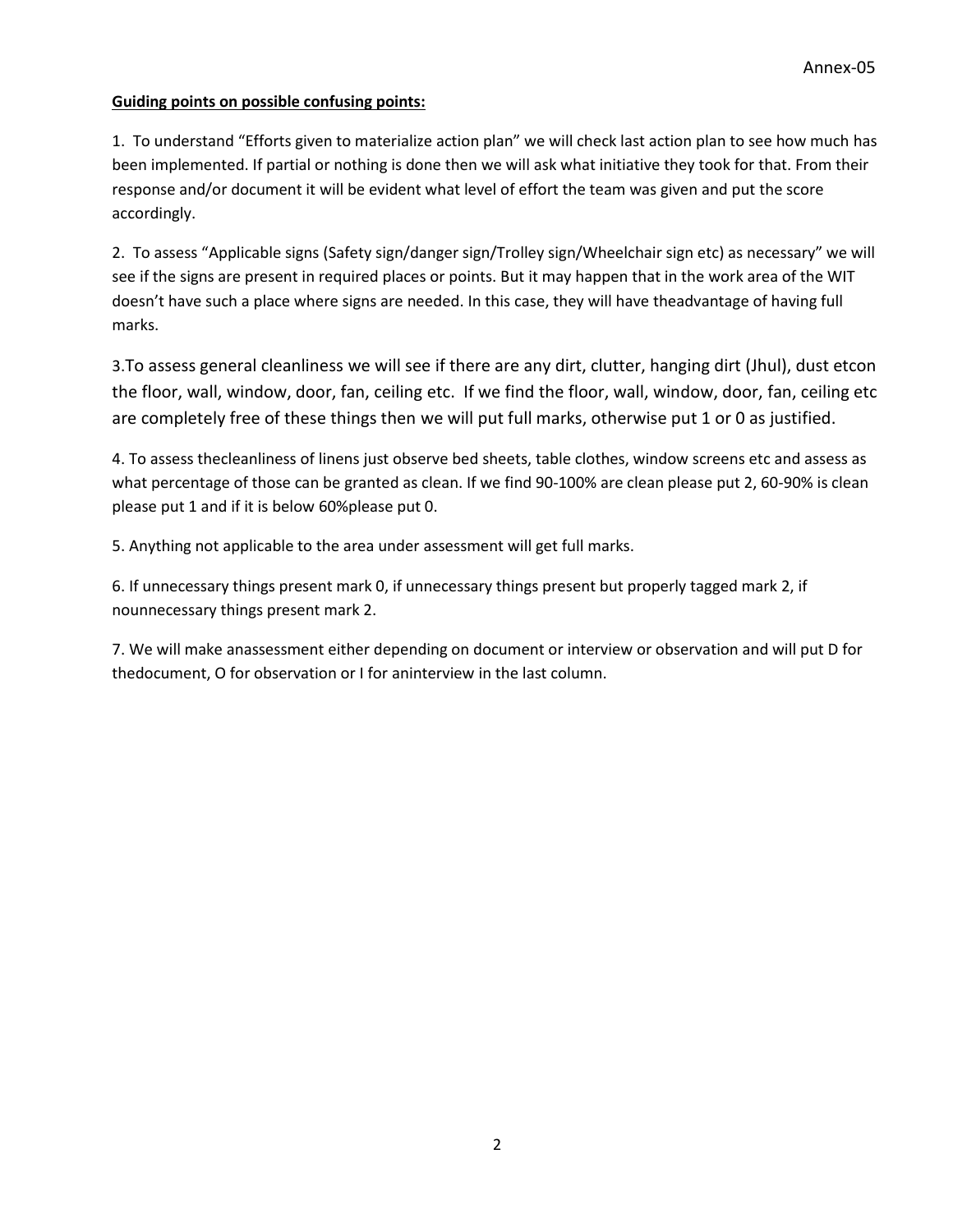**Guiding points on possible confusing points:**

1. To understand "Efforts given to materialize action plan" we will check last action plan to see how much has been implemented. If partial or nothing is done then we will ask what initiative they took for that. From their response and/or document it will be evident what level of effort the team was given and put the score accordingly.

2. To assess "Applicable signs (Safety sign/danger sign/Trolley sign/Wheelchair sign etc) as necessary" we will see if the signs are present in required places or points. But it may happen that in the work area of the WIT doesn't have such a place where signs are needed. In this case, they will have theadvantage of having full marks.

3.To assess general cleanliness we will see if there are any dirt, clutter, hanging dirt (Jhul), dust etcon the floor, wall, window, door, fan, ceiling etc. If we find the floor, wall, window, door, fan, ceiling etc are completely free of these things then we will put full marks, otherwise put 1 or 0 as justified.

4. To assess thecleanliness of linens just observe bed sheets, table clothes, window screens etc and assess as what percentage of those can be granted as clean. If we find 90-100% are clean please put 2, 60-90% is clean please put 1 and if it is below 60%please put 0.

5. Anything not applicable to the area under assessment will get full marks.

6. If unnecessary things present mark 0, if unnecessary things present but properly tagged mark 2, if nounnecessary things present mark 2.

7. We will make anassessment either depending on document or interview or observation and will put D for thedocument, O for observation or I for aninterview in the last column.